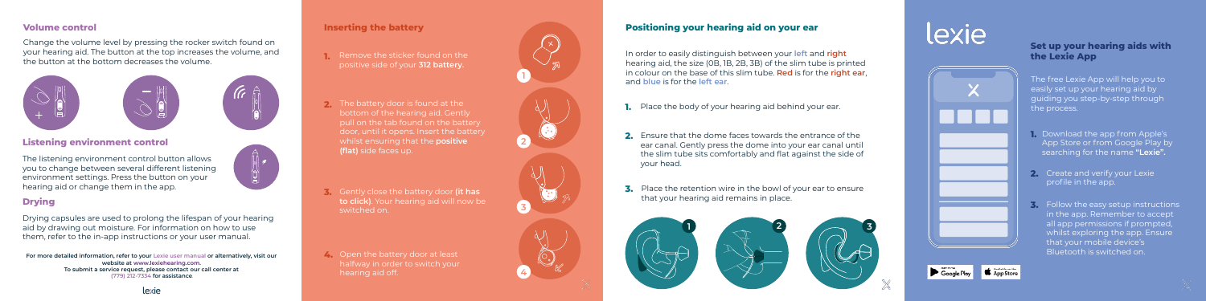## Volume control

Change the volume level by pressing the rocker switch found on your hearing aid. The button at the top increases the volume, and the button at the bottom decreases the volume.

## Listening environment control

The listening environment control button allows you to change between several different listening environment settings. Press the button on your hearing aid or change them in the app.

## Drying

Drying capsules are used to prolong the lifespan of your hearing aid by drawing out moisture. For information on how to use them, refer to the in-app instructions or your user manual.

**For more detailed information, refer to your Lexie user manual or alternatively, visit our website at www.lexiehearing.com. To submit a service request, please contact our call center at (779) 212-7334 for assistance**

lexie

## Inserting the battery

1. Remove the sticker found on the positive side of your **312 battery.**
2. The battery door is found at the bottom of the hearing aid. Gently pull on the tab found on the battery door, until it opens. Insert the battery whilst ensuring that the **positive (flat)** side faces up.
3. Gently close the battery door **(it has to click)**. Your hearing aid will now be switched on.
4. Open the battery door at least halfway in order to switch your hearing aid off.

## Positioning your hearing aid on your ear

In order to easily distinguish between your left and right hearing aid, the size (0B, 1B, 2B, 3B) of the slim tube is printed in colour on the base of this slim tube. Red is for the right ear, and blue is for the left ear.

1. Place the body of your hearing aid behind your ear.
2. Ensure that the dome faces towards the entrance of the ear canal. Gently press the dome into your ear canal until the slim tube sits comfortably and flat against the side of your head.
3. Place the retention wire in the bowl of your ear to ensure that your hearing aid remains in place.

# lexie

## Set up your hearing aids with the Lexie App

The free Lexie App will help you to easily set up your hearing aid by guiding you step-by-step through the process.

1. Download the app from Apple's App Store or from Google Play by searching for the name **"Lexie".**
2. Create and verify your Lexie profile in the app.
3. Follow the easy setup instructions in the app. Remember to accept all app permissions if prompted, whilst exploring the app. Ensure that your mobile device's Bluetooth is switched on.

Google Play

App Store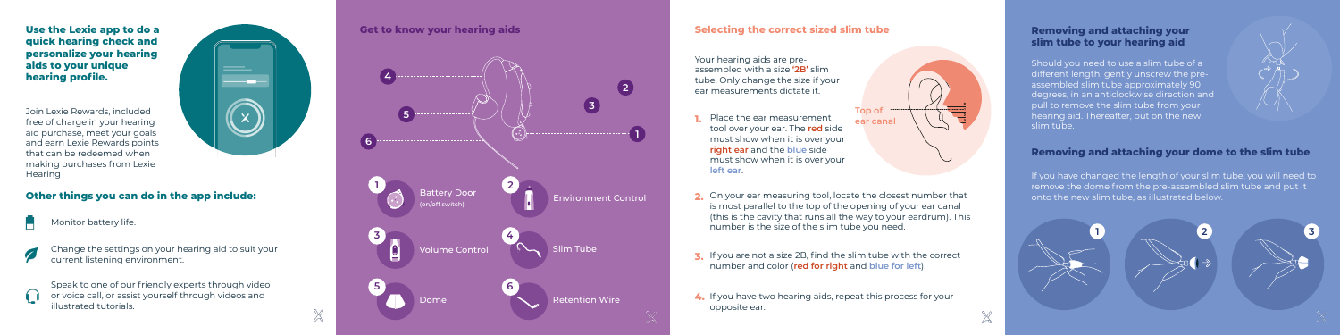### Use the Lexie app to do a quick hearing check and personalize your hearing aids to your unique hearing profile.

Join Lexie Rewards, included free of charge in your hearing aid purchase, meet your goals and earn Lexie Rewards points that can be redeemed when making purchases from Lexie Hearing

### Other things you can do in the app include:

- Monitor battery life.
- Change the settings on your hearing aid to suit your current listening environment.
- Speak to one of our friendly experts through video or voice call, or assist yourself through videos and illustrated tutorials.

### Get to know your hearing aids

1. Battery Door (on/off switch)
2. Environment Control
3. Volume Control
4. Slim Tube
5. Dome
6. Retention Wire

### Selecting the correct sized slim tube

Your hearing aids are pre-assembled with a size **'2B'** slim tube. Only change the size if your ear measurements dictate it.

1. Place the ear measurement tool over your ear. The **red** side must show when it is over your **right ear** and the **blue** side must show when it is over your **left ear**.
2. On your ear measuring tool, locate the closest number that is most parallel to the top of the opening of your ear canal (this is the cavity that runs all the way to your eardrum). This number is the size of the slim tube you need.
3. If you are not a size 2B, find the slim tube with the correct number and color (**red for right** and **blue for left**).
4. If you have two hearing aids, repeat this process for your opposite ear.

Top of ear canal

### Removing and attaching your slim tube to your hearing aid

Should you need to use a slim tube of a different length, gently unscrew the pre-assembled slim tube approximately 90 degrees, in an anticlockwise direction and pull to remove the slim tube from your hearing aid. Thereafter, put on the new slim tube.

### Removing and attaching your dome to the slim tube

If you have changed the length of your slim tube, you will need to remove the dome from the pre-assembled slim tube and put it onto the new slim tube, as illustrated below.

1 2 3